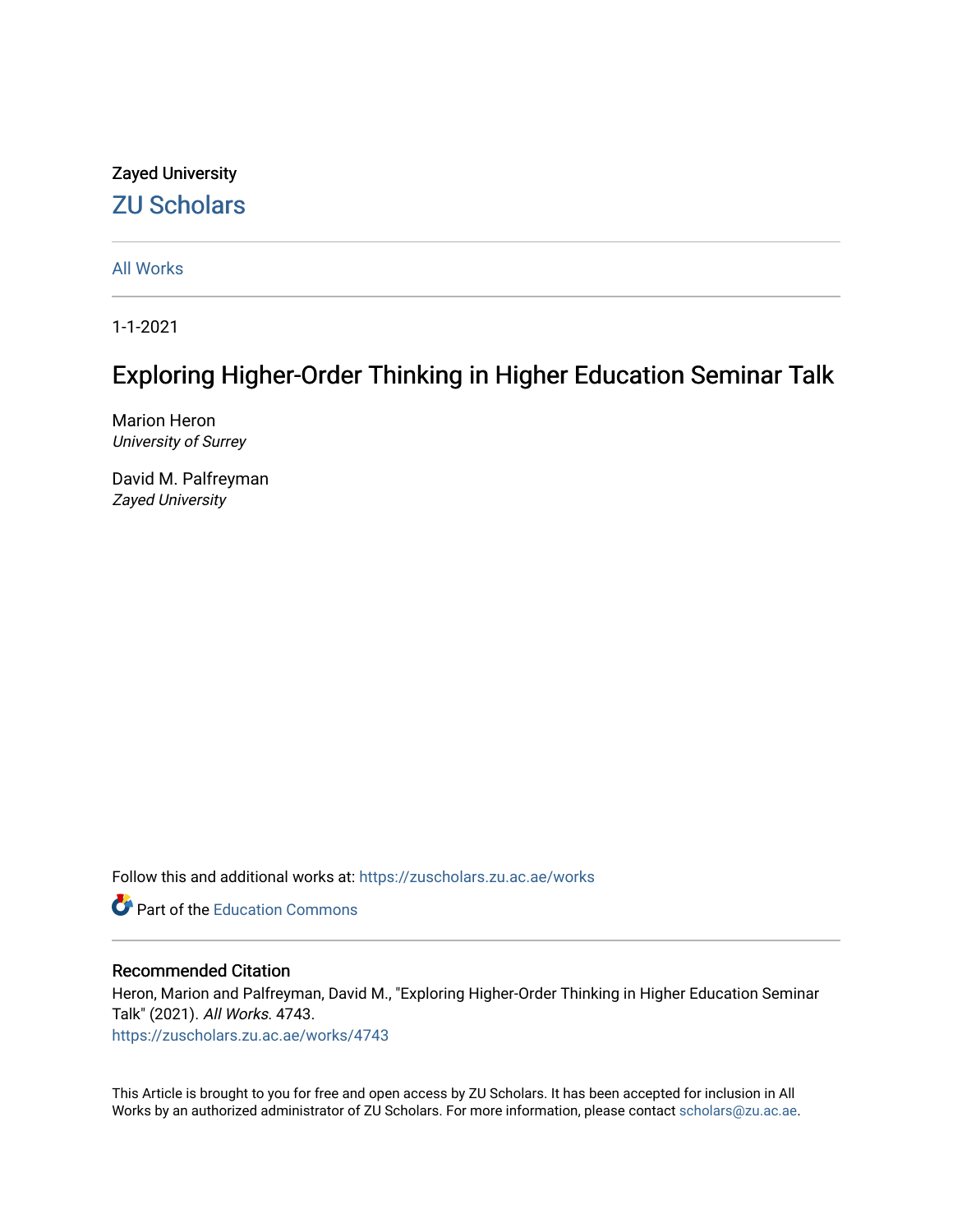Zayed University

# ZU Scholars

All Works

1-1-2021

## Exploring Higher-Order Thinking in Higher Education Seminar Talk

Marion Heron
*University of Surrey*

David M. Palfreyman
*Zayed University*

Follow this and additional works at: https://zuscholars.zu.ac.ae/works

Part of the Education Commons

### Recommended Citation

Heron, Marion and Palfreyman, David M., "Exploring Higher-Order Thinking in Higher Education Seminar Talk" (2021). *All Works*. 4743.
https://zuscholars.zu.ac.ae/works/4743

This Article is brought to you for free and open access by ZU Scholars. It has been accepted for inclusion in All Works by an authorized administrator of ZU Scholars. For more information, please contact scholars@zu.ac.ae.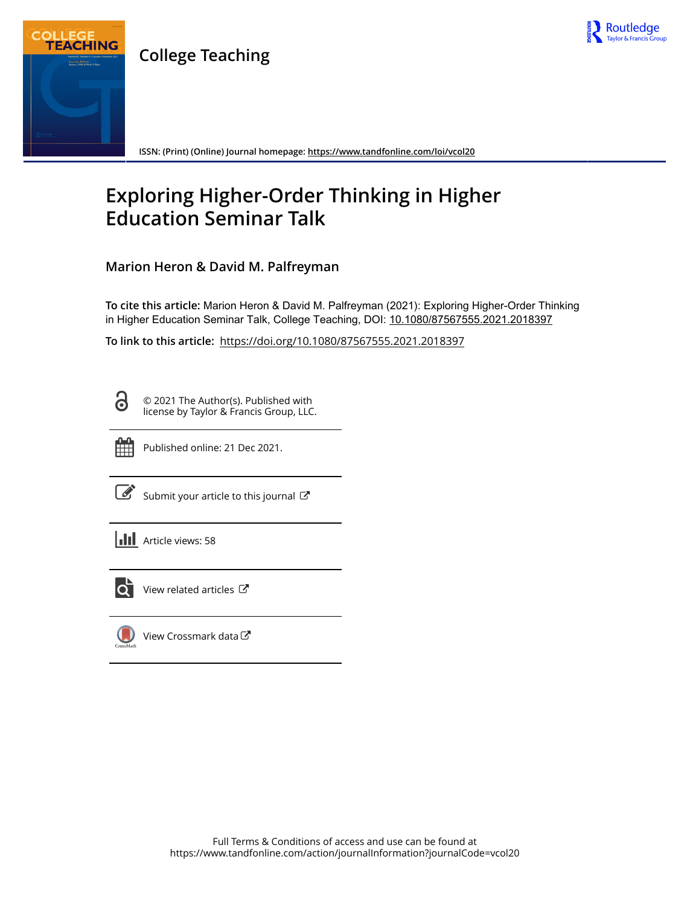# Exploring Higher-Order Thinking in Higher Education Seminar Talk

**Marion Heron & David M. Palfreyman**

**To cite this article:** Marion Heron & David M. Palfreyman (2021): Exploring Higher-Order Thinking in Higher Education Seminar Talk, College Teaching, DOI: 10.1080/87567555.2021.2018397

**To link to this article:** https://doi.org/10.1080/87567555.2021.2018397

© 2021 The Author(s). Published with license by Taylor & Francis Group, LLC.

Published online: 21 Dec 2021.

Submit your article to this journal

Article views: 58

View related articles

View Crossmark data

Full Terms & Conditions of access and use can be found at https://www.tandfonline.com/action/journalInformation?journalCode=vcol20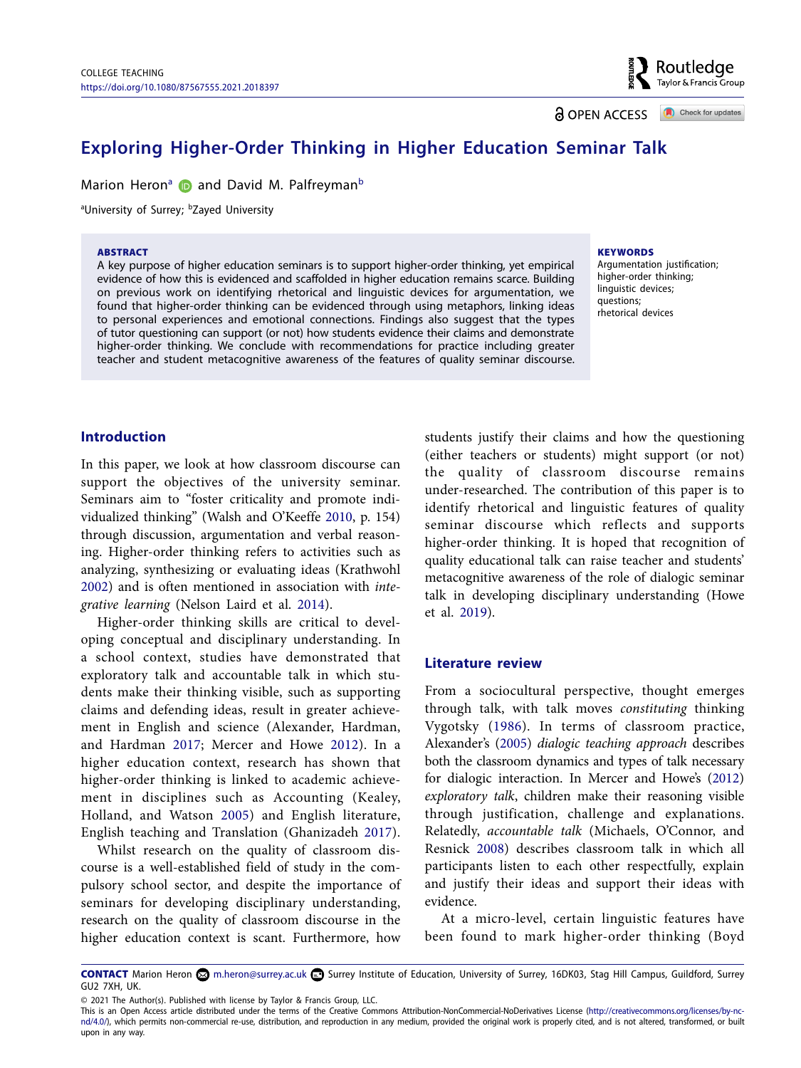# Exploring Higher-Order Thinking in Higher Education Seminar Talk

Marion Heron[a] and David M. Palfreyman[b]

[a]University of Surrey; [b]Zayed University

**ABSTRACT**

A key purpose of higher education seminars is to support higher-order thinking, yet empirical evidence of how this is evidenced and scaffolded in higher education remains scarce. Building on previous work on identifying rhetorical and linguistic devices for argumentation, we found that higher-order thinking can be evidenced through using metaphors, linking ideas to personal experiences and emotional connections. Findings also suggest that the types of tutor questioning can support (or not) how students evidence their claims and demonstrate higher-order thinking. We conclude with recommendations for practice including greater teacher and student metacognitive awareness of the features of quality seminar discourse.

**KEYWORDS**

Argumentation justification; higher-order thinking; linguistic devices; questions; rhetorical devices

## Introduction

In this paper, we look at how classroom discourse can support the objectives of the university seminar. Seminars aim to "foster criticality and promote individualized thinking" (Walsh and O'Keeffe 2010, p. 154) through discussion, argumentation and verbal reasoning. Higher-order thinking refers to activities such as analyzing, synthesizing or evaluating ideas (Krathwohl 2002) and is often mentioned in association with *integrative learning* (Nelson Laird et al. 2014).

Higher-order thinking skills are critical to developing conceptual and disciplinary understanding. In a school context, studies have demonstrated that exploratory talk and accountable talk in which students make their thinking visible, such as supporting claims and defending ideas, result in greater achievement in English and science (Alexander, Hardman, and Hardman 2017; Mercer and Howe 2012). In a higher education context, research has shown that higher-order thinking is linked to academic achievement in disciplines such as Accounting (Kealey, Holland, and Watson 2005) and English literature, English teaching and Translation (Ghanizadeh 2017).

Whilst research on the quality of classroom discourse is a well-established field of study in the compulsory school sector, and despite the importance of seminars for developing disciplinary understanding, research on the quality of classroom discourse in the higher education context is scant. Furthermore, how students justify their claims and how the questioning (either teachers or students) might support (or not) the quality of classroom discourse remains under-researched. The contribution of this paper is to identify rhetorical and linguistic features of quality seminar discourse which reflects and supports higher-order thinking. It is hoped that recognition of quality educational talk can raise teacher and students' metacognitive awareness of the role of dialogic seminar talk in developing disciplinary understanding (Howe et al. 2019).

## Literature review

From a sociocultural perspective, thought emerges through talk, with talk moves *constituting* thinking Vygotsky (1986). In terms of classroom practice, Alexander's (2005) *dialogic teaching approach* describes both the classroom dynamics and types of talk necessary for dialogic interaction. In Mercer and Howe's (2012) *exploratory talk*, children make their reasoning visible through justification, challenge and explanations. Relatedly, *accountable talk* (Michaels, O'Connor, and Resnick 2008) describes classroom talk in which all participants listen to each other respectfully, explain and justify their ideas and support their ideas with evidence.

At a micro-level, certain linguistic features have been found to mark higher-order thinking (Boyd

**CONTACT** Marion Heron m.heron@surrey.ac.uk Surrey Institute of Education, University of Surrey, 16DK03, Stag Hill Campus, Guildford, Surrey GU2 7XH, UK.

© 2021 The Author(s). Published with license by Taylor & Francis Group, LLC.

This is an Open Access article distributed under the terms of the Creative Commons Attribution-NonCommercial-NoDerivatives License (http://creativecommons.org/licenses/by-nc-nd/4.0/), which permits non-commercial re-use, distribution, and reproduction in any medium, provided the original work is properly cited, and is not altered, transformed, or built upon in any way.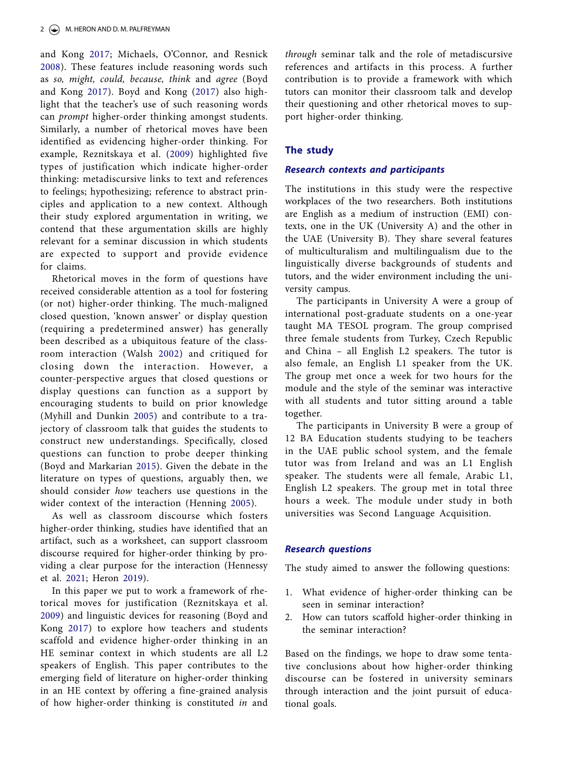and Kong 2017; Michaels, O'Connor, and Resnick 2008). These features include reasoning words such as *so, might, could, because, think* and *agree* (Boyd and Kong 2017). Boyd and Kong (2017) also highlight that the teacher's use of such reasoning words can *prompt* higher-order thinking amongst students. Similarly, a number of rhetorical moves have been identified as evidencing higher-order thinking. For example, Reznitskaya et al. (2009) highlighted five types of justification which indicate higher-order thinking: metadiscursive links to text and references to feelings; hypothesizing; reference to abstract principles and application to a new context. Although their study explored argumentation in writing, we contend that these argumentation skills are highly relevant for a seminar discussion in which students are expected to support and provide evidence for claims.

Rhetorical moves in the form of questions have received considerable attention as a tool for fostering (or not) higher-order thinking. The much-maligned closed question, 'known answer' or display question (requiring a predetermined answer) has generally been described as a ubiquitous feature of the classroom interaction (Walsh 2002) and critiqued for closing down the interaction. However, a counter-perspective argues that closed questions or display questions can function as a support by encouraging students to build on prior knowledge (Myhill and Dunkin 2005) and contribute to a trajectory of classroom talk that guides the students to construct new understandings. Specifically, closed questions can function to probe deeper thinking (Boyd and Markarian 2015). Given the debate in the literature on types of questions, arguably then, we should consider *how* teachers use questions in the wider context of the interaction (Henning 2005).

As well as classroom discourse which fosters higher-order thinking, studies have identified that an artifact, such as a worksheet, can support classroom discourse required for higher-order thinking by providing a clear purpose for the interaction (Hennessy et al. 2021; Heron 2019).

In this paper we put to work a framework of rhetorical moves for justification (Reznitskaya et al. 2009) and linguistic devices for reasoning (Boyd and Kong 2017) to explore how teachers and students scaffold and evidence higher-order thinking in an HE seminar context in which students are all L2 speakers of English. This paper contributes to the emerging field of literature on higher-order thinking in an HE context by offering a fine-grained analysis of how higher-order thinking is constituted *in* and *through* seminar talk and the role of metadiscursive references and artifacts in this process. A further contribution is to provide a framework with which tutors can monitor their classroom talk and develop their questioning and other rhetorical moves to support higher-order thinking.

## The study

### Research contexts and participants

The institutions in this study were the respective workplaces of the two researchers. Both institutions are English as a medium of instruction (EMI) contexts, one in the UK (University A) and the other in the UAE (University B). They share several features of multiculturalism and multilingualism due to the linguistically diverse backgrounds of students and tutors, and the wider environment including the university campus.

The participants in University A were a group of international post-graduate students on a one-year taught MA TESOL program. The group comprised three female students from Turkey, Czech Republic and China – all English L2 speakers. The tutor is also female, an English L1 speaker from the UK. The group met once a week for two hours for the module and the style of the seminar was interactive with all students and tutor sitting around a table together.

The participants in University B were a group of 12 BA Education students studying to be teachers in the UAE public school system, and the female tutor was from Ireland and was an L1 English speaker. The students were all female, Arabic L1, English L2 speakers. The group met in total three hours a week. The module under study in both universities was Second Language Acquisition.

### Research questions

The study aimed to answer the following questions:

1. What evidence of higher-order thinking can be seen in seminar interaction?
2. How can tutors scaffold higher-order thinking in the seminar interaction?

Based on the findings, we hope to draw some tentative conclusions about how higher-order thinking discourse can be fostered in university seminars through interaction and the joint pursuit of educational goals.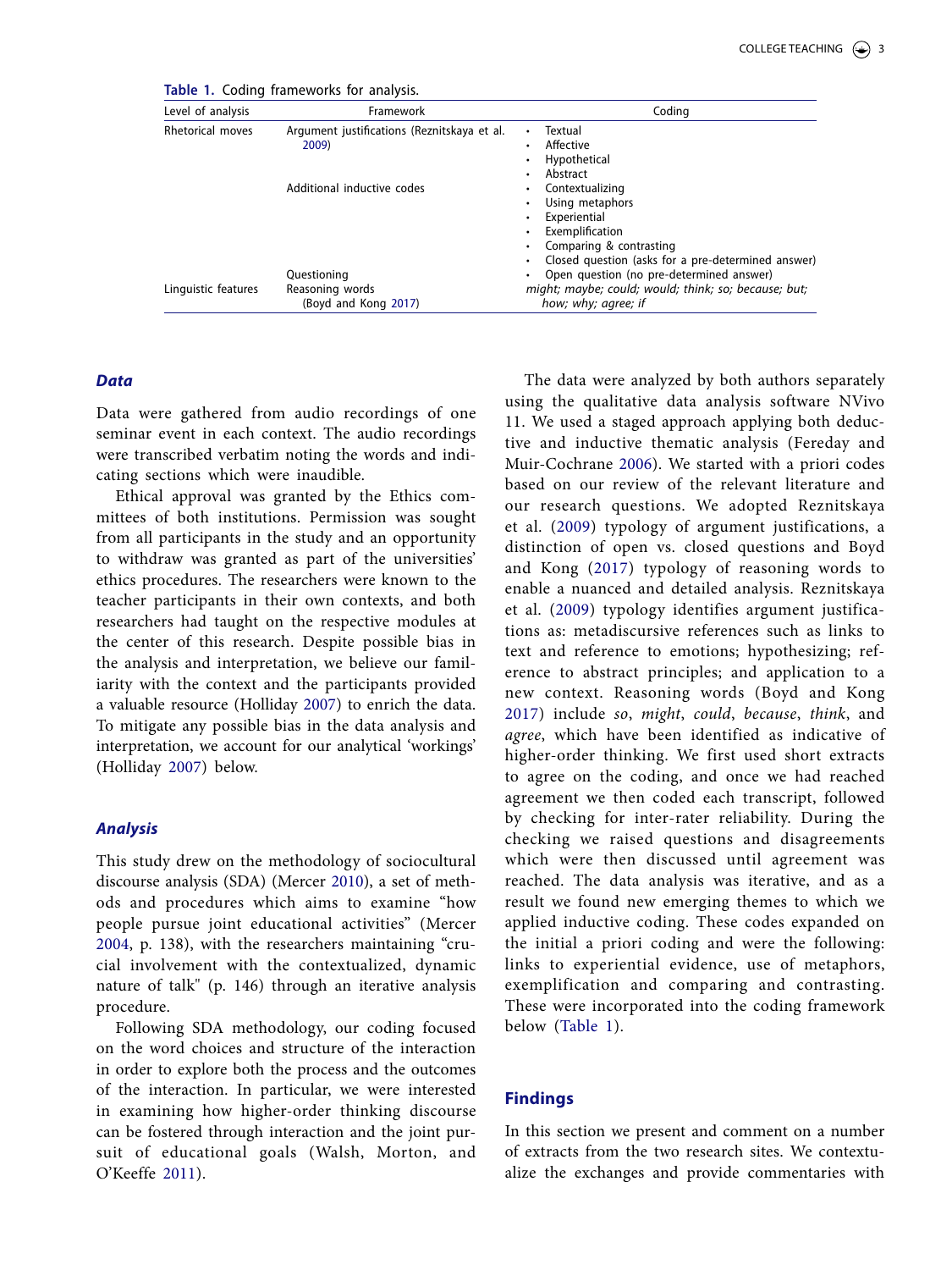**Table 1.** Coding frameworks for analysis.

| Level of analysis | Framework | Coding |
|---|---|---|
| Rhetorical moves | Argument justifications (Reznitskaya et al. 2009) | • Textual<br>• Affective<br>• Hypothetical<br>• Abstract |
| | Additional inductive codes | • Contextualizing<br>• Using metaphors<br>• Experiential<br>• Exemplification<br>• Comparing & contrasting |
| | Questioning | • Closed question (asks for a pre-determined answer)<br>• Open question (no pre-determined answer) |
| Linguistic features | Reasoning words (Boyd and Kong 2017) | *might; maybe; could; would; think; so; because; but; how; why; agree; if* |

### Data

Data were gathered from audio recordings of one seminar event in each context. The audio recordings were transcribed verbatim noting the words and indicating sections which were inaudible.

Ethical approval was granted by the Ethics committees of both institutions. Permission was sought from all participants in the study and an opportunity to withdraw was granted as part of the universities' ethics procedures. The researchers were known to the teacher participants in their own contexts, and both researchers had taught on the respective modules at the center of this research. Despite possible bias in the analysis and interpretation, we believe our familiarity with the context and the participants provided a valuable resource (Holliday 2007) to enrich the data. To mitigate any possible bias in the data analysis and interpretation, we account for our analytical 'workings' (Holliday 2007) below.

### Analysis

This study drew on the methodology of sociocultural discourse analysis (SDA) (Mercer 2010), a set of methods and procedures which aims to examine "how people pursue joint educational activities" (Mercer 2004, p. 138), with the researchers maintaining "crucial involvement with the contextualized, dynamic nature of talk" (p. 146) through an iterative analysis procedure.

Following SDA methodology, our coding focused on the word choices and structure of the interaction in order to explore both the process and the outcomes of the interaction. In particular, we were interested in examining how higher-order thinking discourse can be fostered through interaction and the joint pursuit of educational goals (Walsh, Morton, and O'Keeffe 2011).

The data were analyzed by both authors separately using the qualitative data analysis software NVivo 11. We used a staged approach applying both deductive and inductive thematic analysis (Fereday and Muir-Cochrane 2006). We started with a priori codes based on our review of the relevant literature and our research questions. We adopted Reznitskaya et al. (2009) typology of argument justifications, a distinction of open vs. closed questions and Boyd and Kong (2017) typology of reasoning words to enable a nuanced and detailed analysis. Reznitskaya et al. (2009) typology identifies argument justifications as: metadiscursive references such as links to text and reference to emotions; hypothesizing; reference to abstract principles; and application to a new context. Reasoning words (Boyd and Kong 2017) include *so*, *might*, *could*, *because*, *think*, and *agree*, which have been identified as indicative of higher-order thinking. We first used short extracts to agree on the coding, and once we had reached agreement we then coded each transcript, followed by checking for inter-rater reliability. During the checking we raised questions and disagreements which were then discussed until agreement was reached. The data analysis was iterative, and as a result we found new emerging themes to which we applied inductive coding. These codes expanded on the initial a priori coding and were the following: links to experiential evidence, use of metaphors, exemplification and comparing and contrasting. These were incorporated into the coding framework below (Table 1).

## Findings

In this section we present and comment on a number of extracts from the two research sites. We contextualize the exchanges and provide commentaries with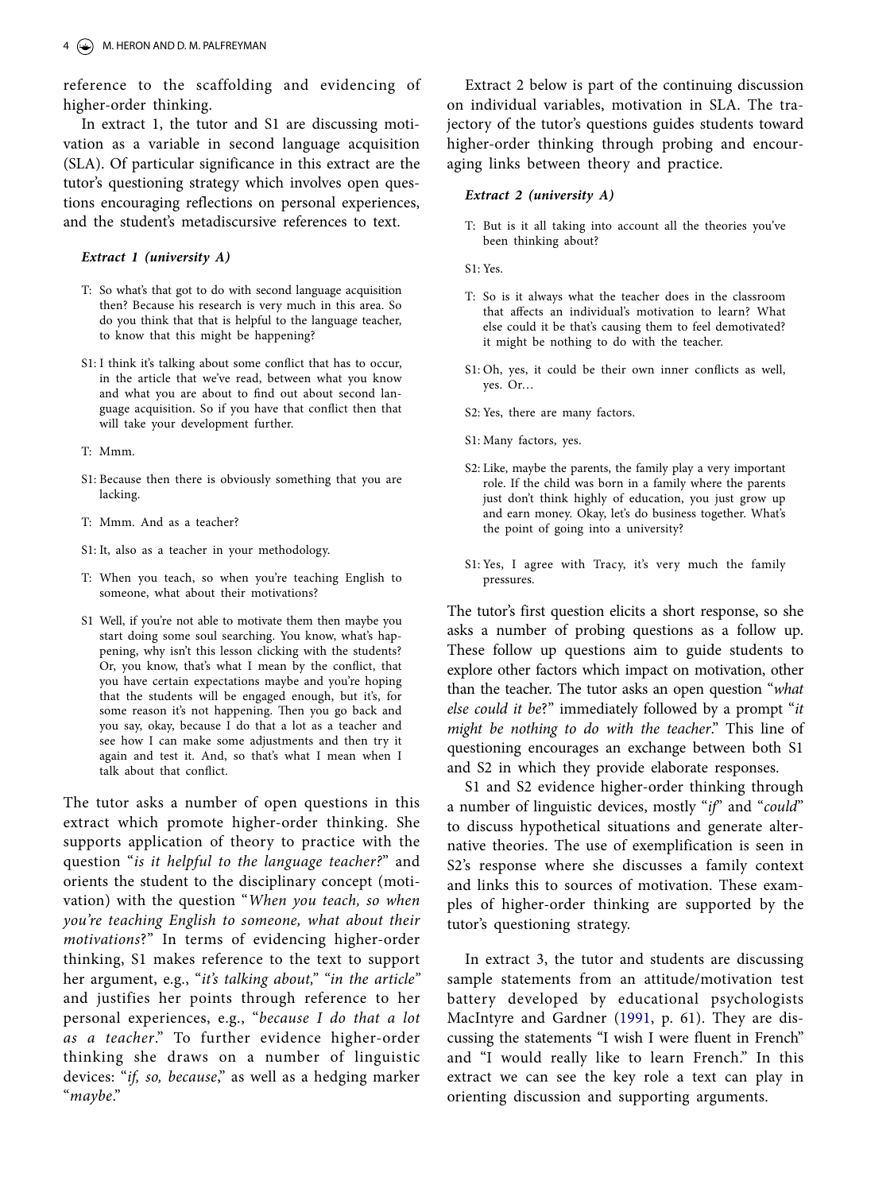reference to the scaffolding and evidencing of higher-order thinking.

In extract 1, the tutor and S1 are discussing motivation as a variable in second language acquisition (SLA). Of particular significance in this extract are the tutor's questioning strategy which involves open questions encouraging reflections on personal experiences, and the student's metadiscursive references to text.

***Extract 1 (university A)***

T: So what's that got to do with second language acquisition then? Because his research is very much in this area. So do you think that that is helpful to the language teacher, to know that this might be happening?

S1: I think it's talking about some conflict that has to occur, in the article that we've read, between what you know and what you are about to find out about second language acquisition. So if you have that conflict then that will take your development further.

T: Mmm.

S1: Because then there is obviously something that you are lacking.

T: Mmm. And as a teacher?

S1: It, also as a teacher in your methodology.

T: When you teach, so when you're teaching English to someone, what about their motivations?

S1 Well, if you're not able to motivate them then maybe you start doing some soul searching. You know, what's happening, why isn't this lesson clicking with the students? Or, you know, that's what I mean by the conflict, that you have certain expectations maybe and you're hoping that the students will be engaged enough, but it's, for some reason it's not happening. Then you go back and you say, okay, because I do that a lot as a teacher and see how I can make some adjustments and then try it again and test it. And, so that's what I mean when I talk about that conflict.

The tutor asks a number of open questions in this extract which promote higher-order thinking. She supports application of theory to practice with the question "*is it helpful to the language teacher?*" and orients the student to the disciplinary concept (motivation) with the question "*When you teach, so when you're teaching English to someone, what about their motivations*?" In terms of evidencing higher-order thinking, S1 makes reference to the text to support her argument, e.g., "*it's talking about," "in the article*" and justifies her points through reference to her personal experiences, e.g., "*because I do that a lot as a teacher*." To further evidence higher-order thinking she draws on a number of linguistic devices: "*if, so, because*," as well as a hedging marker "*maybe*."

Extract 2 below is part of the continuing discussion on individual variables, motivation in SLA. The trajectory of the tutor's questions guides students toward higher-order thinking through probing and encouraging links between theory and practice.

***Extract 2 (university A)***

T: But is it all taking into account all the theories you've been thinking about?

S1: Yes.

T: So is it always what the teacher does in the classroom that affects an individual's motivation to learn? What else could it be that's causing them to feel demotivated? it might be nothing to do with the teacher.

S1: Oh, yes, it could be their own inner conflicts as well, yes. Or…

S2: Yes, there are many factors.

S1: Many factors, yes.

S2: Like, maybe the parents, the family play a very important role. If the child was born in a family where the parents just don't think highly of education, you just grow up and earn money. Okay, let's do business together. What's the point of going into a university?

S1: Yes, I agree with Tracy, it's very much the family pressures.

The tutor's first question elicits a short response, so she asks a number of probing questions as a follow up. These follow up questions aim to guide students to explore other factors which impact on motivation, other than the teacher. The tutor asks an open question "*what else could it be*?" immediately followed by a prompt "*it might be nothing to do with the teacher*." This line of questioning encourages an exchange between both S1 and S2 in which they provide elaborate responses.

S1 and S2 evidence higher-order thinking through a number of linguistic devices, mostly "*if*" and "*could*" to discuss hypothetical situations and generate alternative theories. The use of exemplification is seen in S2's response where she discusses a family context and links this to sources of motivation. These examples of higher-order thinking are supported by the tutor's questioning strategy.

In extract 3, the tutor and students are discussing sample statements from an attitude/motivation test battery developed by educational psychologists MacIntyre and Gardner (1991, p. 61). They are discussing the statements "I wish I were fluent in French" and "I would really like to learn French." In this extract we can see the key role a text can play in orienting discussion and supporting arguments.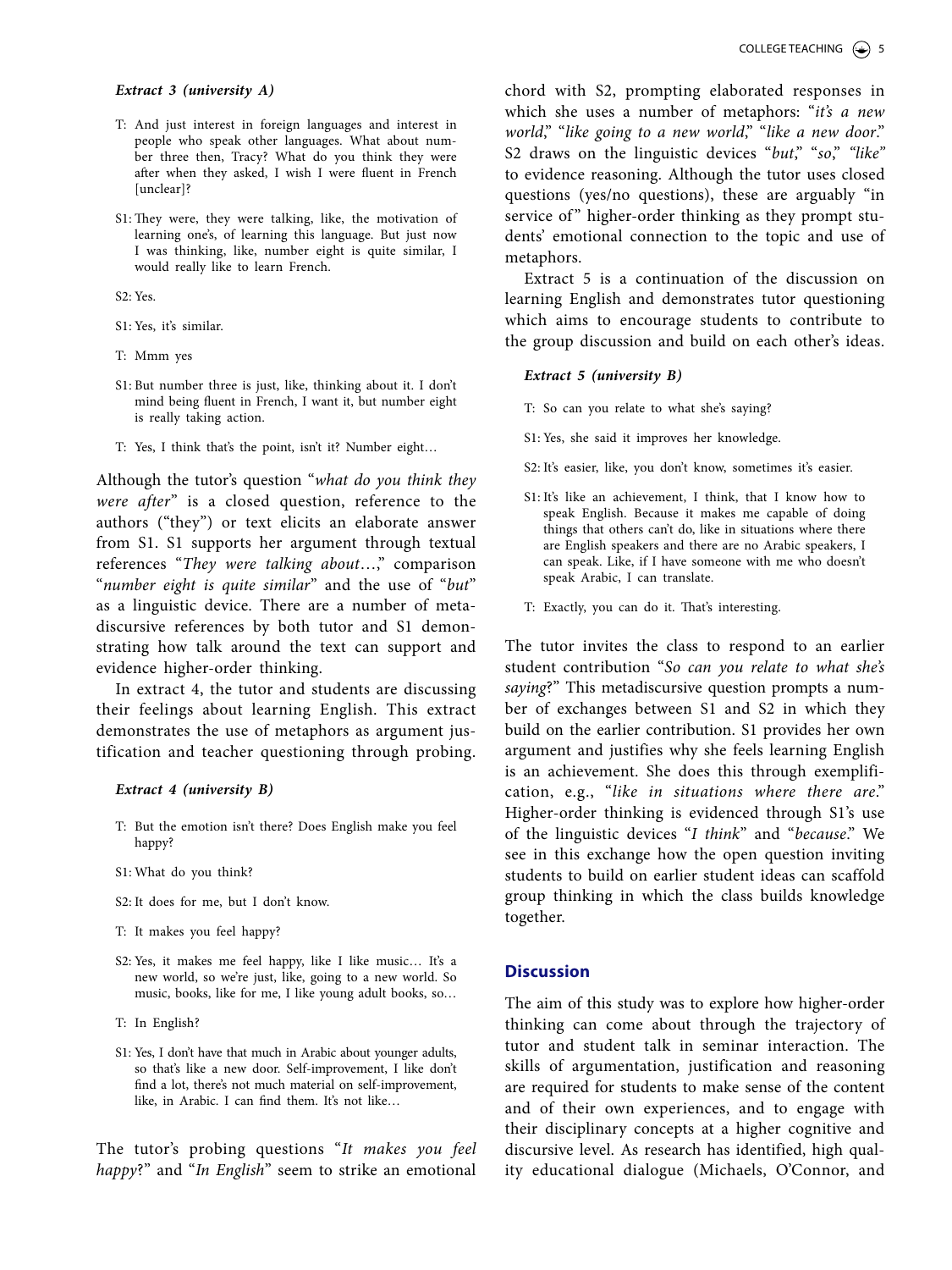***Extract 3 (university A)***

T: And just interest in foreign languages and interest in people who speak other languages. What about number three then, Tracy? What do you think they were after when they asked, I wish I were fluent in French [unclear]?

S1: They were, they were talking, like, the motivation of learning one's, of learning this language. But just now I was thinking, like, number eight is quite similar, I would really like to learn French.

S2: Yes.

S1: Yes, it's similar.

T: Mmm yes

S1: But number three is just, like, thinking about it. I don't mind being fluent in French, I want it, but number eight is really taking action.

T: Yes, I think that's the point, isn't it? Number eight…

Although the tutor's question "*what do you think they were after*" is a closed question, reference to the authors ("they") or text elicits an elaborate answer from S1. S1 supports her argument through textual references "*They were talking about*…," comparison "*number eight is quite similar*" and the use of "*but*" as a linguistic device. There are a number of metadiscursive references by both tutor and S1 demonstrating how talk around the text can support and evidence higher-order thinking.

In extract 4, the tutor and students are discussing their feelings about learning English. This extract demonstrates the use of metaphors as argument justification and teacher questioning through probing.

***Extract 4 (university B)***

T: But the emotion isn't there? Does English make you feel happy?

S1: What do you think?

S2: It does for me, but I don't know.

T: It makes you feel happy?

S2: Yes, it makes me feel happy, like I like music… It's a new world, so we're just, like, going to a new world. So music, books, like for me, I like young adult books, so…

T: In English?

S1: Yes, I don't have that much in Arabic about younger adults, so that's like a new door. Self-improvement, I like don't find a lot, there's not much material on self-improvement, like, in Arabic. I can find them. It's not like…

The tutor's probing questions "*It makes you feel happy*?" and "*In English*" seem to strike an emotional chord with S2, prompting elaborated responses in which she uses a number of metaphors: "*it's a new world*," "*like going to a new world*," "*like a new door*." S2 draws on the linguistic devices "*but*," "*so*," "*like*" to evidence reasoning. Although the tutor uses closed questions (yes/no questions), these are arguably "in service of" higher-order thinking as they prompt students' emotional connection to the topic and use of metaphors.

Extract 5 is a continuation of the discussion on learning English and demonstrates tutor questioning which aims to encourage students to contribute to the group discussion and build on each other's ideas.

***Extract 5 (university B)***

T: So can you relate to what she's saying?

S1: Yes, she said it improves her knowledge.

S2: It's easier, like, you don't know, sometimes it's easier.

S1: It's like an achievement, I think, that I know how to speak English. Because it makes me capable of doing things that others can't do, like in situations where there are English speakers and there are no Arabic speakers, I can speak. Like, if I have someone with me who doesn't speak Arabic, I can translate.

T: Exactly, you can do it. That's interesting.

The tutor invites the class to respond to an earlier student contribution "*So can you relate to what she's saying*?" This metadiscursive question prompts a number of exchanges between S1 and S2 in which they build on the earlier contribution. S1 provides her own argument and justifies why she feels learning English is an achievement. She does this through exemplification, e.g., "*like in situations where there are*." Higher-order thinking is evidenced through S1's use of the linguistic devices "*I think*" and "*because*." We see in this exchange how the open question inviting students to build on earlier student ideas can scaffold group thinking in which the class builds knowledge together.

## Discussion

The aim of this study was to explore how higher-order thinking can come about through the trajectory of tutor and student talk in seminar interaction. The skills of argumentation, justification and reasoning are required for students to make sense of the content and of their own experiences, and to engage with their disciplinary concepts at a higher cognitive and discursive level. As research has identified, high quality educational dialogue (Michaels, O'Connor, and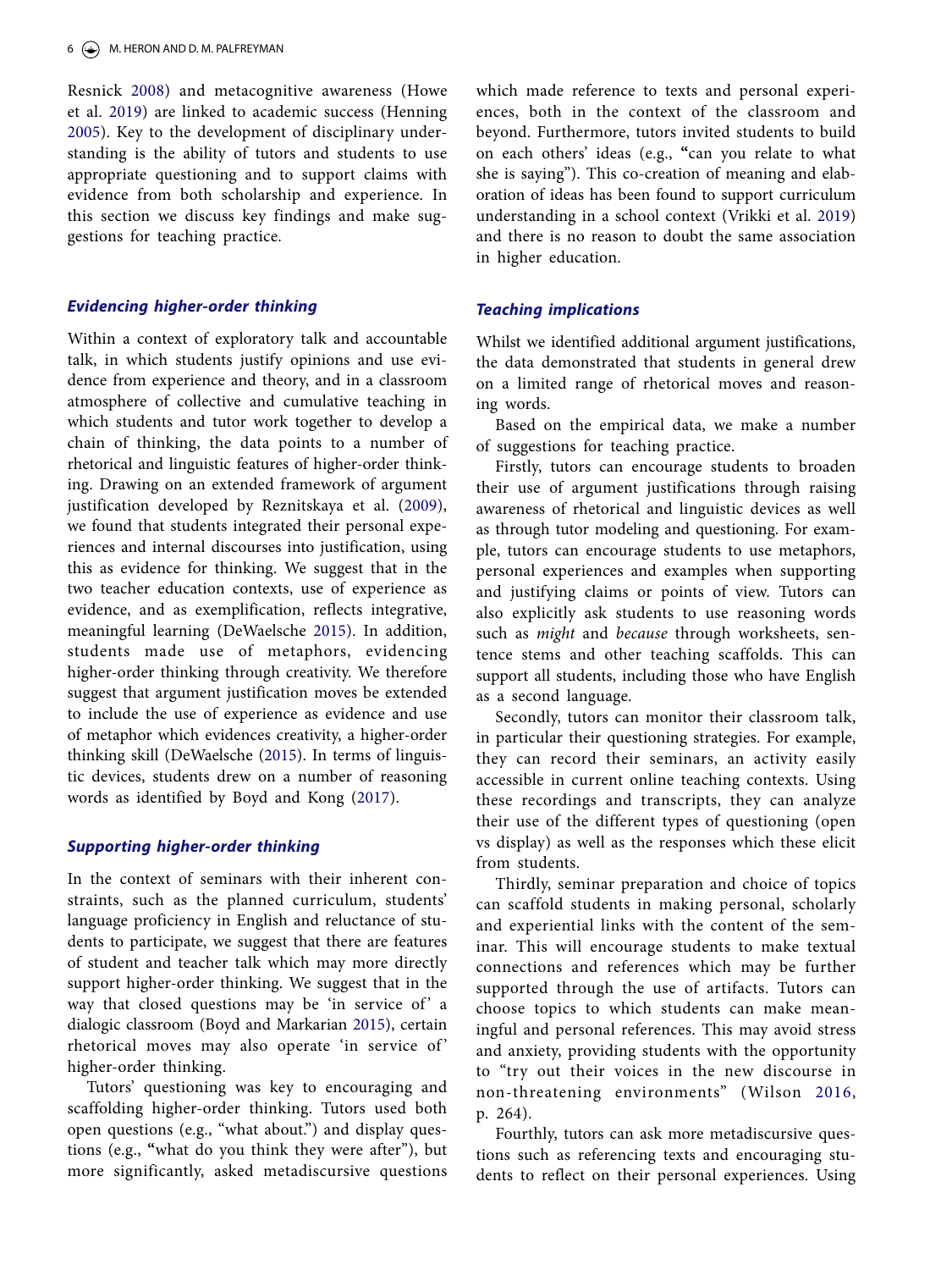Resnick 2008) and metacognitive awareness (Howe et al. 2019) are linked to academic success (Henning 2005). Key to the development of disciplinary understanding is the ability of tutors and students to use appropriate questioning and to support claims with evidence from both scholarship and experience. In this section we discuss key findings and make suggestions for teaching practice.

### *Evidencing higher-order thinking*

Within a context of exploratory talk and accountable talk, in which students justify opinions and use evidence from experience and theory, and in a classroom atmosphere of collective and cumulative teaching in which students and tutor work together to develop a chain of thinking, the data points to a number of rhetorical and linguistic features of higher-order thinking. Drawing on an extended framework of argument justification developed by Reznitskaya et al. (2009), we found that students integrated their personal experiences and internal discourses into justification, using this as evidence for thinking. We suggest that in the two teacher education contexts, use of experience as evidence, and as exemplification, reflects integrative, meaningful learning (DeWaelsche 2015). In addition, students made use of metaphors, evidencing higher-order thinking through creativity. We therefore suggest that argument justification moves be extended to include the use of experience as evidence and use of metaphor which evidences creativity, a higher-order thinking skill (DeWaelsche (2015). In terms of linguistic devices, students drew on a number of reasoning words as identified by Boyd and Kong (2017).

### *Supporting higher-order thinking*

In the context of seminars with their inherent constraints, such as the planned curriculum, students' language proficiency in English and reluctance of students to participate, we suggest that there are features of student and teacher talk which may more directly support higher-order thinking. We suggest that in the way that closed questions may be 'in service of' a dialogic classroom (Boyd and Markarian 2015), certain rhetorical moves may also operate 'in service of' higher-order thinking.

Tutors' questioning was key to encouraging and scaffolding higher-order thinking. Tutors used both open questions (e.g., "what about.") and display questions (e.g., "what do you think they were after"), but more significantly, asked metadiscursive questions which made reference to texts and personal experiences, both in the context of the classroom and beyond. Furthermore, tutors invited students to build on each others' ideas (e.g., "can you relate to what she is saying"). This co-creation of meaning and elaboration of ideas has been found to support curriculum understanding in a school context (Vrikki et al. 2019) and there is no reason to doubt the same association in higher education.

### *Teaching implications*

Whilst we identified additional argument justifications, the data demonstrated that students in general drew on a limited range of rhetorical moves and reasoning words.

Based on the empirical data, we make a number of suggestions for teaching practice.

Firstly, tutors can encourage students to broaden their use of argument justifications through raising awareness of rhetorical and linguistic devices as well as through tutor modeling and questioning. For example, tutors can encourage students to use metaphors, personal experiences and examples when supporting and justifying claims or points of view. Tutors can also explicitly ask students to use reasoning words such as *might* and *because* through worksheets, sentence stems and other teaching scaffolds. This can support all students, including those who have English as a second language.

Secondly, tutors can monitor their classroom talk, in particular their questioning strategies. For example, they can record their seminars, an activity easily accessible in current online teaching contexts. Using these recordings and transcripts, they can analyze their use of the different types of questioning (open vs display) as well as the responses which these elicit from students.

Thirdly, seminar preparation and choice of topics can scaffold students in making personal, scholarly and experiential links with the content of the seminar. This will encourage students to make textual connections and references which may be further supported through the use of artifacts. Tutors can choose topics to which students can make meaningful and personal references. This may avoid stress and anxiety, providing students with the opportunity to "try out their voices in the new discourse in non-threatening environments" (Wilson 2016, p. 264).

Fourthly, tutors can ask more metadiscursive questions such as referencing texts and encouraging students to reflect on their personal experiences. Using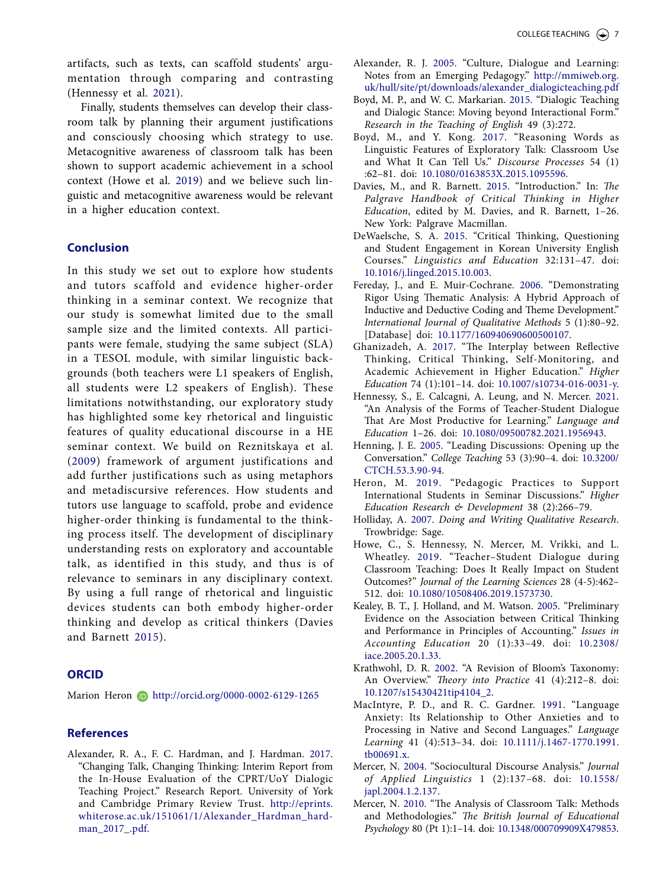artifacts, such as texts, can scaffold students' argumentation through comparing and contrasting (Hennessy et al. 2021).

Finally, students themselves can develop their classroom talk by planning their argument justifications and consciously choosing which strategy to use. Metacognitive awareness of classroom talk has been shown to support academic achievement in a school context (Howe et al. 2019) and we believe such linguistic and metacognitive awareness would be relevant in a higher education context.

## Conclusion

In this study we set out to explore how students and tutors scaffold and evidence higher-order thinking in a seminar context. We recognize that our study is somewhat limited due to the small sample size and the limited contexts. All participants were female, studying the same subject (SLA) in a TESOL module, with similar linguistic backgrounds (both teachers were L1 speakers of English, all students were L2 speakers of English). These limitations notwithstanding, our exploratory study has highlighted some key rhetorical and linguistic features of quality educational discourse in a HE seminar context. We build on Reznitskaya et al. (2009) framework of argument justifications and add further justifications such as using metaphors and metadiscursive references. How students and tutors use language to scaffold, probe and evidence higher-order thinking is fundamental to the thinking process itself. The development of disciplinary understanding rests on exploratory and accountable talk, as identified in this study, and thus is of relevance to seminars in any disciplinary context. By using a full range of rhetorical and linguistic devices students can both embody higher-order thinking and develop as critical thinkers (Davies and Barnett 2015).

## ORCID

Marion Heron http://orcid.org/0000-0002-6129-1265

## References

Alexander, R. A., F. C. Hardman, and J. Hardman. 2017. "Changing Talk, Changing Thinking: Interim Report from the In-House Evaluation of the CPRT/UoY Dialogic Teaching Project." Research Report. University of York and Cambridge Primary Review Trust. http://eprints.whiterose.ac.uk/151061/1/Alexander_Hardman_hardman_2017_.pdf.

Alexander, R. J. 2005. "Culture, Dialogue and Learning: Notes from an Emerging Pedagogy." http://mmiweb.org.uk/hull/site/pt/downloads/alexander_dialogicteaching.pdf

Boyd, M. P., and W. C. Markarian. 2015. "Dialogic Teaching and Dialogic Stance: Moving beyond Interactional Form." *Research in the Teaching of English* 49 (3):272.

Boyd, M., and Y. Kong. 2017. "Reasoning Words as Linguistic Features of Exploratory Talk: Classroom Use and What It Can Tell Us." *Discourse Processes* 54 (1):62–81. doi: 10.1080/0163853X.2015.1095596.

Davies, M., and R. Barnett. 2015. "Introduction." In: *The Palgrave Handbook of Critical Thinking in Higher Education*, edited by M. Davies, and R. Barnett, 1–26. New York: Palgrave Macmillan.

DeWaelsche, S. A. 2015. "Critical Thinking, Questioning and Student Engagement in Korean University English Courses." *Linguistics and Education* 32:131–47. doi: 10.1016/j.linged.2015.10.003.

Fereday, J., and E. Muir-Cochrane. 2006. "Demonstrating Rigor Using Thematic Analysis: A Hybrid Approach of Inductive and Deductive Coding and Theme Development." *International Journal of Qualitative Methods* 5 (1):80–92. [Database] doi: 10.1177/160940690600500107.

Ghanizadeh, A. 2017. "The Interplay between Reflective Thinking, Critical Thinking, Self-Monitoring, and Academic Achievement in Higher Education." *Higher Education* 74 (1):101–14. doi: 10.1007/s10734-016-0031-y.

Hennessy, S., E. Calcagni, A. Leung, and N. Mercer. 2021. "An Analysis of the Forms of Teacher-Student Dialogue That Are Most Productive for Learning." *Language and Education* 1–26. doi: 10.1080/09500782.2021.1956943.

Henning, J. E. 2005. "Leading Discussions: Opening up the Conversation." *College Teaching* 53 (3):90–4. doi: 10.3200/CTCH.53.3.90-94.

Heron, M. 2019. "Pedagogic Practices to Support International Students in Seminar Discussions." *Higher Education Research & Development* 38 (2):266–79.

Holliday, A. 2007. *Doing and Writing Qualitative Research*. Trowbridge: Sage.

Howe, C., S. Hennessy, N. Mercer, M. Vrikki, and L. Wheatley. 2019. "Teacher–Student Dialogue during Classroom Teaching: Does It Really Impact on Student Outcomes?" *Journal of the Learning Sciences* 28 (4-5):462–512. doi: 10.1080/10508406.2019.1573730.

Kealey, B. T., J. Holland, and M. Watson. 2005. "Preliminary Evidence on the Association between Critical Thinking and Performance in Principles of Accounting." *Issues in Accounting Education* 20 (1):33–49. doi: 10.2308/iace.2005.20.1.33.

Krathwohl, D. R. 2002. "A Revision of Bloom's Taxonomy: An Overview." *Theory into Practice* 41 (4):212–8. doi: 10.1207/s15430421tip4104_2.

MacIntyre, P. D., and R. C. Gardner. 1991. "Language Anxiety: Its Relationship to Other Anxieties and to Processing in Native and Second Languages." *Language Learning* 41 (4):513–34. doi: 10.1111/j.1467-1770.1991.tb00691.x.

Mercer, N. 2004. "Sociocultural Discourse Analysis." *Journal of Applied Linguistics* 1 (2):137–68. doi: 10.1558/japl.2004.1.2.137.

Mercer, N. 2010. "The Analysis of Classroom Talk: Methods and Methodologies." *The British Journal of Educational Psychology* 80 (Pt 1):1–14. doi: 10.1348/000709909X479853.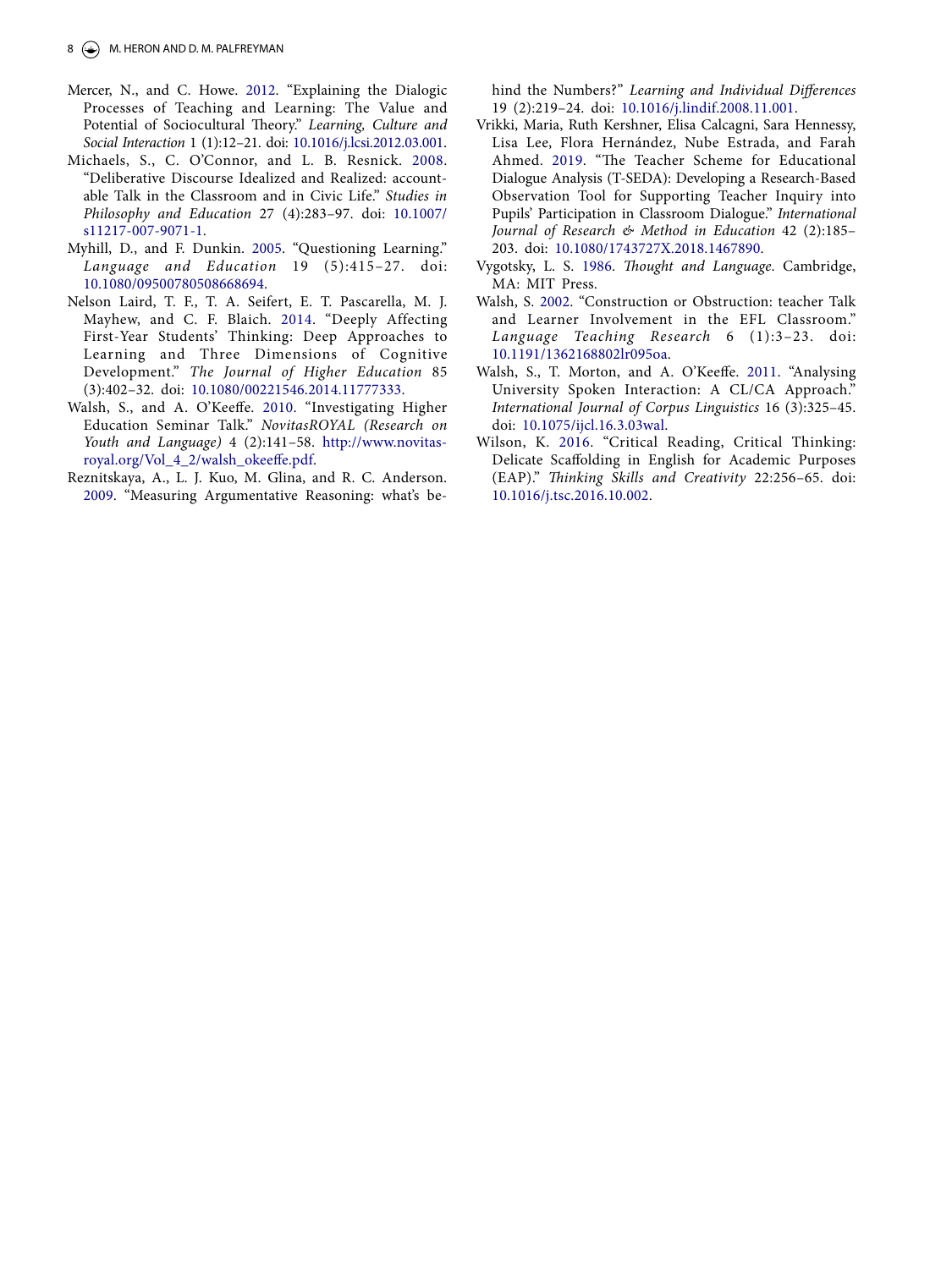Mercer, N., and C. Howe. 2012. "Explaining the Dialogic Processes of Teaching and Learning: The Value and Potential of Sociocultural Theory." *Learning, Culture and Social Interaction* 1 (1):12–21. doi: 10.1016/j.lcsi.2012.03.001.

Michaels, S., C. O'Connor, and L. B. Resnick. 2008. "Deliberative Discourse Idealized and Realized: accountable Talk in the Classroom and in Civic Life." *Studies in Philosophy and Education* 27 (4):283–97. doi: 10.1007/s11217-007-9071-1.

Myhill, D., and F. Dunkin. 2005. "Questioning Learning." *Language and Education* 19 (5):415–27. doi: 10.1080/09500780508668694.

Nelson Laird, T. F., T. A. Seifert, E. T. Pascarella, M. J. Mayhew, and C. F. Blaich. 2014. "Deeply Affecting First-Year Students' Thinking: Deep Approaches to Learning and Three Dimensions of Cognitive Development." *The Journal of Higher Education* 85 (3):402–32. doi: 10.1080/00221546.2014.11777333.

Walsh, S., and A. O'Keeffe. 2010. "Investigating Higher Education Seminar Talk." *NovitasROYAL (Research on Youth and Language)* 4 (2):141–58. http://www.novitas-royal.org/Vol_4_2/walsh_okeeffe.pdf.

Reznitskaya, A., L. J. Kuo, M. Glina, and R. C. Anderson. 2009. "Measuring Argumentative Reasoning: what's behind the Numbers?" *Learning and Individual Differences* 19 (2):219–24. doi: 10.1016/j.lindif.2008.11.001.

Vrikki, Maria, Ruth Kershner, Elisa Calcagni, Sara Hennessy, Lisa Lee, Flora Hernández, Nube Estrada, and Farah Ahmed. 2019. "The Teacher Scheme for Educational Dialogue Analysis (T-SEDA): Developing a Research-Based Observation Tool for Supporting Teacher Inquiry into Pupils' Participation in Classroom Dialogue." *International Journal of Research & Method in Education* 42 (2):185–203. doi: 10.1080/1743727X.2018.1467890.

Vygotsky, L. S. 1986. *Thought and Language*. Cambridge, MA: MIT Press.

Walsh, S. 2002. "Construction or Obstruction: teacher Talk and Learner Involvement in the EFL Classroom." *Language Teaching Research* 6 (1):3–23. doi: 10.1191/1362168802lr095oa.

Walsh, S., T. Morton, and A. O'Keeffe. 2011. "Analysing University Spoken Interaction: A CL/CA Approach." *International Journal of Corpus Linguistics* 16 (3):325–45. doi: 10.1075/ijcl.16.3.03wal.

Wilson, K. 2016. "Critical Reading, Critical Thinking: Delicate Scaffolding in English for Academic Purposes (EAP)." *Thinking Skills and Creativity* 22:256–65. doi: 10.1016/j.tsc.2016.10.002.